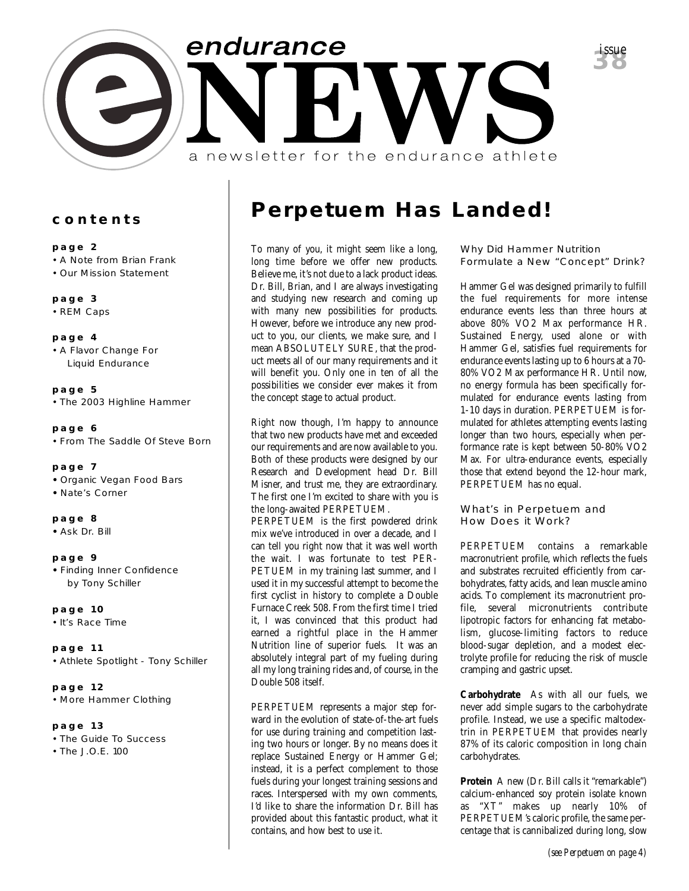# endurance NEWS

a newsletter for the endurance athlete

issue 38

## contents

**page 2**
- A Note from Brian Frank
- Our Mission Statement

**page 3**
- REM Caps

**page 4**
- A Flavor Change For Liquid Endurance

**page 5**
- The 2003 Highline Hammer

**page 6**
- From The Saddle Of Steve Born

**page 7**
- Organic Vegan Food Bars
- Nate's Corner

**page 8**
- Ask Dr. Bill

**page 9**
- Finding Inner Confidence by Tony Schiller

**page 10**
- It's Race Time

**page 11**
- Athlete Spotlight - Tony Schiller

**page 12**
- More Hammer Clothing

**page 13**
- The Guide To Success
- The J.O.E. 100

# Perpetuem Has Landed!

To many of you, it might seem like a long, long time before we offer new products. Believe me, it's not due to a lack product ideas. Dr. Bill, Brian, and I are always investigating and studying new research and coming up with many new possibilities for products. However, before we introduce any new product to you, our clients, we make sure, and I mean ABSOLUTELY SURE, that the product meets all of our many requirements and it will benefit you. Only one in ten of all the possibilities we consider ever makes it from the concept stage to actual product.

Right now though, I'm happy to announce that two new products have met and exceeded our requirements and are now available to you. Both of these products were designed by our Research and Development head Dr. Bill Misner, and trust me, they are extraordinary. The first one I'm excited to share with you is the long-awaited PERPETUEM.

PERPETUEM is the first powdered drink mix we've introduced in over a decade, and I can tell you right now that it was well worth the wait. I was fortunate to test PERPETUEM in my training last summer, and I used it in my successful attempt to become the first cyclist in history to complete a Double Furnace Creek 508. From the first time I tried it, I was convinced that this product had earned a rightful place in the Hammer Nutrition line of superior fuels. It was an absolutely integral part of my fueling during all my long training rides and, of course, in the Double 508 itself.

PERPETUEM represents a major step forward in the evolution of state-of-the-art fuels for use during training and competition lasting two hours or longer. By no means does it replace Sustained Energy or Hammer Gel; instead, it is a perfect complement to those fuels during your longest training sessions and races. Interspersed with my own comments, I'd like to share the information Dr. Bill has provided about this fantastic product, what it contains, and how best to use it.

### Why Did Hammer Nutrition Formulate a New "Concept" Drink?

Hammer Gel was designed primarily to fulfill the fuel requirements for more intense endurance events less than three hours at above 80% VO2 Max performance HR. Sustained Energy, used alone or with Hammer Gel, satisfies fuel requirements for endurance events lasting up to 6 hours at a 70-80% VO2 Max performance HR. Until now, no energy formula has been specifically formulated for endurance events lasting from 1-10 days in duration. PERPETUEM is formulated for athletes attempting events lasting longer than two hours, especially when performance rate is kept between 50-80% VO2 Max. For ultra-endurance events, especially those that extend beyond the 12-hour mark, PERPETUEM has no equal.

### What's in Perpetuem and How Does it Work?

PERPETUEM contains a remarkable macronutrient profile, which reflects the fuels and substrates recruited efficiently from carbohydrates, fatty acids, and lean muscle amino acids. To complement its macronutrient profile, several micronutrients contribute lipotropic factors for enhancing fat metabolism, glucose-limiting factors to reduce blood-sugar depletion, and a modest electrolyte profile for reducing the risk of muscle cramping and gastric upset.

**Carbohydrate** As with all our fuels, we never add simple sugars to the carbohydrate profile. Instead, we use a specific maltodextrin in PERPETUEM that provides nearly 87% of its caloric composition in long chain carbohydrates.

**Protein** A new (Dr. Bill calls it "remarkable") calcium-enhanced soy protein isolate known as "XT" makes up nearly 10% of PERPETUEM's caloric profile, the same percentage that is cannibalized during long, slow

*(see Perpetuem on page 4)*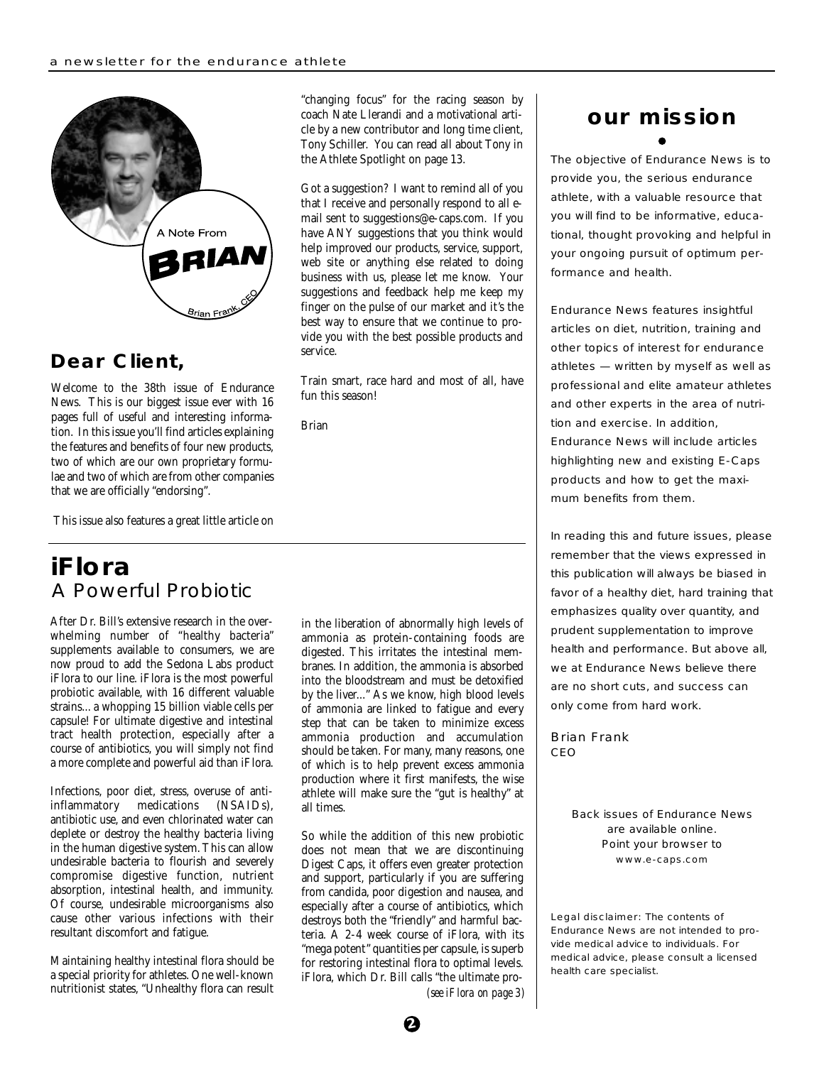A Note From BRIAN

Brian Frank, CEO

## Dear Client,

Welcome to the 38th issue of Endurance News. This is our biggest issue ever with 16 pages full of useful and interesting information. In this issue you'll find articles explaining the features and benefits of four new products, two of which are our own proprietary formulae and two of which are from other companies that we are officially "endorsing".

This issue also features a great little article on "changing focus" for the racing season by coach Nate Llerandi and a motivational article by a new contributor and long time client, Tony Schiller. You can read all about Tony in the Athlete Spotlight on page 13.

Got a suggestion? I want to remind all of you that I receive and personally respond to all e-mail sent to suggestions@e-caps.com. If you have ANY suggestions that you think would help improved our products, service, support, web site or anything else related to doing business with us, please let me know. Your suggestions and feedback help me keep my finger on the pulse of our market and it's the best way to ensure that we continue to provide you with the best possible products and service.

Train smart, race hard and most of all, have fun this season!

Brian

# iFlora

## A Powerful Probiotic

After Dr. Bill's extensive research in the overwhelming number of "healthy bacteria" supplements available to consumers, we are now proud to add the Sedona Labs product iFlora to our line. iFlora is the most powerful probiotic available, with 16 different valuable strains... a whopping 15 billion viable cells per capsule! For ultimate digestive and intestinal tract health protection, especially after a course of antibiotics, you will simply not find a more complete and powerful aid than iFlora.

Infections, poor diet, stress, overuse of anti-inflammatory medications (NSAIDs), antibiotic use, and even chlorinated water can deplete or destroy the healthy bacteria living in the human digestive system. This can allow undesirable bacteria to flourish and severely compromise digestive function, nutrient absorption, intestinal health, and immunity. Of course, undesirable microorganisms also cause other various infections with their resultant discomfort and fatigue.

Maintaining healthy intestinal flora should be a special priority for athletes. One well-known nutritionist states, "Unhealthy flora can result in the liberation of abnormally high levels of ammonia as protein-containing foods are digested. This irritates the intestinal membranes. In addition, the ammonia is absorbed into the bloodstream and must be detoxified by the liver..." As we know, high blood levels of ammonia are linked to fatigue and every step that can be taken to minimize excess ammonia production and accumulation should be taken. For many, many reasons, one of which is to help prevent excess ammonia production where it first manifests, the wise athlete will make sure the "gut is healthy" at all times.

So while the addition of this new probiotic does not mean that we are discontinuing Digest Caps, it offers even greater protection and support, particularly if you are suffering from candida, poor digestion and nausea, and especially after a course of antibiotics, which destroys both the "friendly" and harmful bacteria. A 2-4 week course of iFlora, with its "mega potent" quantities per capsule, is superb for restoring intestinal flora to optimal levels. iFlora, which Dr. Bill calls "the ultimate pro-

*(see iFlora on page 3)*

## our mission

The objective of Endurance News is to provide you, the serious endurance athlete, with a valuable resource that you will find to be informative, educational, thought provoking and helpful in your ongoing pursuit of optimum performance and health.

Endurance News features insightful articles on diet, nutrition, training and other topics of interest for endurance athletes — written by myself as well as professional and elite amateur athletes and other experts in the area of nutrition and exercise. In addition, Endurance News will include articles highlighting new and existing E-Caps products and how to get the maximum benefits from them.

In reading this and future issues, please remember that the views expressed in this publication will always be biased in favor of a healthy diet, hard training that emphasizes quality over quantity, and prudent supplementation to improve health and performance. But above all, we at Endurance News believe there are no short cuts, and success can only come from hard work.

Brian Frank
CEO

Back issues of Endurance News are available online. Point your browser to www.e-caps.com

Legal disclaimer: The contents of Endurance News are not intended to provide medical advice to individuals. For medical advice, please consult a licensed health care specialist.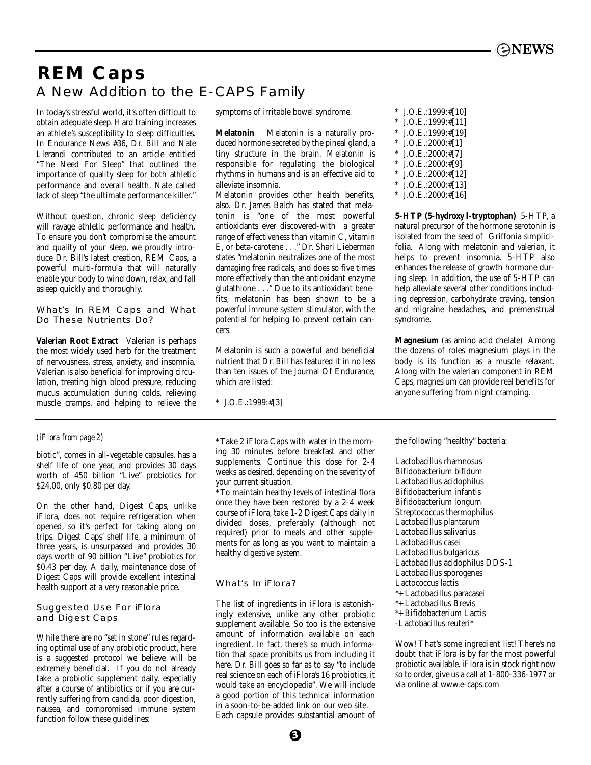# REM Caps

## A New Addition to the E-CAPS Family

In today's stressful world, it's often difficult to obtain adequate sleep. Hard training increases an athlete's susceptibility to sleep difficulties. In Endurance News #36, Dr. Bill and Nate Llerandi contributed to an article entitled "The Need For Sleep" that outlined the importance of quality sleep for both athletic performance and overall health. Nate called lack of sleep "the ultimate performance killer."

Without question, chronic sleep deficiency will ravage athletic performance and health. To ensure you don't compromise the amount and quality of your sleep, we proudly introduce Dr. Bill's latest creation, REM Caps, a powerful multi-formula that will naturally enable your body to wind down, relax, and fall asleep quickly and thoroughly.

### What's In REM Caps and What Do These Nutrients Do?

**Valerian Root Extract** Valerian is perhaps the most widely used herb for the treatment of nervousness, stress, anxiety, and insomnia. Valerian is also beneficial for improving circulation, treating high blood pressure, reducing mucus accumulation during colds, relieving muscle cramps, and helping to relieve the symptoms of irritable bowel syndrome.

**Melatonin** Melatonin is a naturally produced hormone secreted by the pineal gland, a tiny structure in the brain. Melatonin is responsible for regulating the biological rhythms in humans and is an effective aid to alleviate insomnia.

Melatonin provides other health benefits, also. Dr. James Balch has stated that melatonin is "one of the most powerful antioxidants ever discovered-with a greater range of effectiveness than vitamin C, vitamin E, or beta-carotene . . ." Dr. Shari Lieberman states "melatonin neutralizes one of the most damaging free radicals, and does so five times more effectively than the antioxidant enzyme glutathione . . ." Due to its antioxidant benefits, melatonin has been shown to be a powerful immune system stimulator, with the potential for helping to prevent certain cancers.

Melatonin is such a powerful and beneficial nutrient that Dr. Bill has featured it in no less than ten issues of the Journal Of Endurance, which are listed:

* J.O.E.:1999:#[3]
* J.O.E.:1999:#[10]
* J.O.E.:1999:#[11]
* J.O.E.:1999:#[19]
* J.O.E.:2000:#[1]
* J.O.E.:2000:#[7]
* J.O.E.:2000:#[9]
* J.O.E.:2000:#[12]
* J.O.E.:2000:#[13]
* J.O.E.:2000:#[16]

**5-HTP (5-hydroxy l-tryptophan)** 5-HTP, a natural precursor of the hormone serotonin is isolated from the seed of Griffonia simplicifolia. Along with melatonin and valerian, it helps to prevent insomnia. 5-HTP also enhances the release of growth hormone during sleep. In addition, the use of 5-HTP can help alleviate several other conditions including depression, carbohydrate craving, tension and migraine headaches, and premenstrual syndrome.

**Magnesium** (as amino acid chelate) Among the dozens of roles magnesium plays in the body is its function as a muscle relaxant. Along with the valerian component in REM Caps, magnesium can provide real benefits for anyone suffering from night cramping.

---

*(iFlora from page 2)*

biotic", comes in all-vegetable capsules, has a shelf life of one year, and provides 30 days worth of 450 billion "Live" probiotics for $24.00, only $0.80 per day.

On the other hand, Digest Caps, unlike iFlora, does not require refrigeration when opened, so it's perfect for taking along on trips. Digest Caps' shelf life, a minimum of three years, is unsurpassed and provides 30 days worth of 90 billion "Live" probiotics for $0.43 per day. A daily, maintenance dose of Digest Caps will provide excellent intestinal health support at a very reasonable price.

### Suggested Use For iFlora and Digest Caps

While there are no "set in stone" rules regarding optimal use of any probiotic product, here is a suggested protocol we believe will be extremely beneficial. If you do not already take a probiotic supplement daily, especially after a course of antibiotics or if you are currently suffering from candida, poor digestion, nausea, and compromised immune system function follow these guidelines:

*Take 2 iFlora Caps with water in the morning 30 minutes before breakfast and other supplements. Continue this dose for 2-4 weeks as desired, depending on the severity of your current situation.

*To maintain healthy levels of intestinal flora once they have been restored by a 2-4 week course of iFlora, take 1-2 Digest Caps daily in divided doses, preferably (although not required) prior to meals and other supplements for as long as you want to maintain a healthy digestive system.

### What's In iFlora?

The list of ingredients in iFlora is astonishingly extensive, unlike any other probiotic supplement available. So too is the extensive amount of information available on each ingredient. In fact, there's so much information that space prohibits us from including it here. Dr. Bill goes so far as to say "to include real science on each of iFlora's 16 probiotics, it would take an encyclopedia". We will include a good portion of this technical information in a soon-to-be-added link on our web site.

Each capsule provides substantial amount of the following "healthy" bacteria:

Lactobacillus rhamnosus
Bifidobacterium bifidum
Lactobacillus acidophilus
Bifidobacterium infantis
Bifidobacterium longum
Streptococcus thermophilus
Lactobacillus plantarum
Lactobacillus salivarius
Lactobacillus casei
Lactobacillus bulgaricus
Lactobacillus acidophilus DDS-1
Lactobacillus sporogenes
Lactococcus lactis
*+Lactobacillus paracasei
*+Lactobacillus Brevis
*+Bifidobacterium Lactis
-Lactobacillus reuteri*

Wow! That's some ingredient list! There's no doubt that iFlora is by far the most powerful probiotic available. iFlora is in stock right now so to order, give us a call at 1-800-336-1977 or via online at www.e-caps.com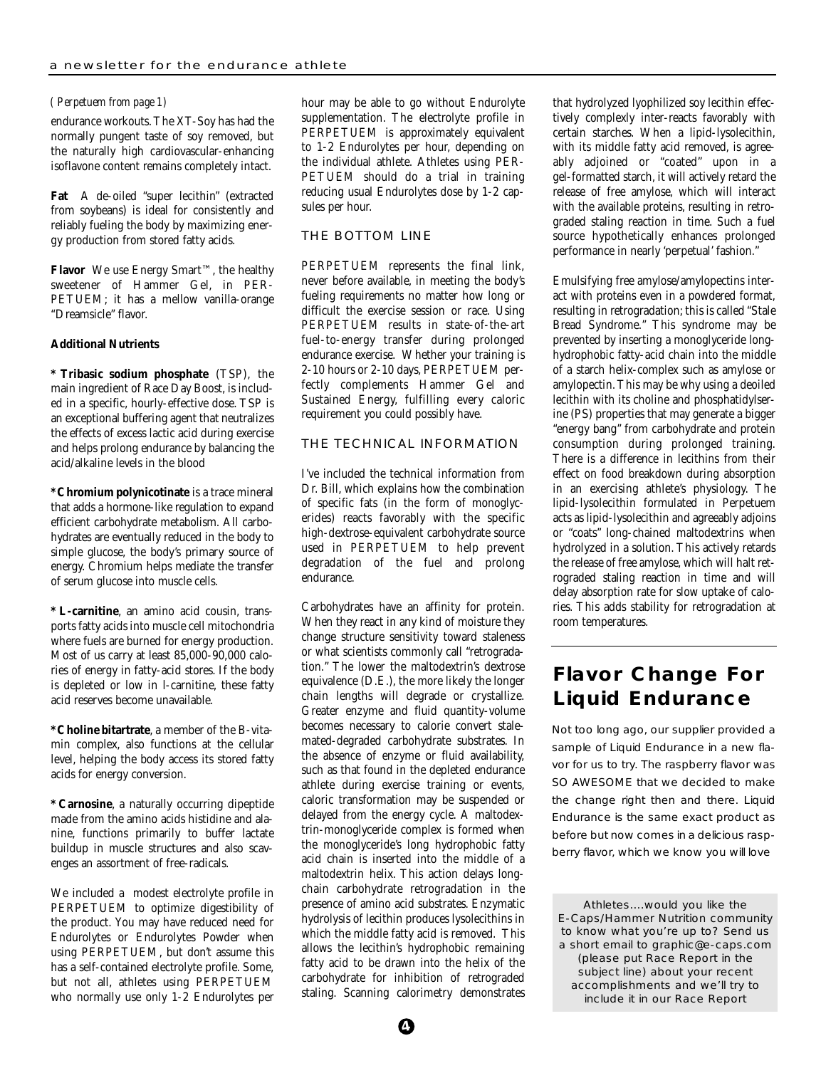*( Perpetuem from page 1)*

endurance workouts. The XT-Soy has had the normally pungent taste of soy removed, but the naturally high cardiovascular-enhancing isoflavone content remains completely intact.

**Fat** A de-oiled "super lecithin" (extracted from soybeans) is ideal for consistently and reliably fueling the body by maximizing energy production from stored fatty acids.

**Flavor** We use Energy Smart™, the healthy sweetener of Hammer Gel, in PERPETUEM; it has a mellow vanilla-orange "Dreamsicle" flavor.

**Additional Nutrients**

**\* Tribasic sodium phosphate** (TSP), the main ingredient of Race Day Boost, is included in a specific, hourly-effective dose. TSP is an exceptional buffering agent that neutralizes the effects of excess lactic acid during exercise and helps prolong endurance by balancing the acid/alkaline levels in the blood

**\*Chromium polynicotinate** is a trace mineral that adds a hormone-like regulation to expand efficient carbohydrate metabolism. All carbohydrates are eventually reduced in the body to simple glucose, the body's primary source of energy. Chromium helps mediate the transfer of serum glucose into muscle cells.

**\* L-carnitine**, an amino acid cousin, transports fatty acids into muscle cell mitochondria where fuels are burned for energy production. Most of us carry at least 85,000-90,000 calories of energy in fatty-acid stores. If the body is depleted or low in l-carnitine, these fatty acid reserves become unavailable.

**\*Choline bitartrate**, a member of the B-vitamin complex, also functions at the cellular level, helping the body access its stored fatty acids for energy conversion.

**\* Carnosine**, a naturally occurring dipeptide made from the amino acids histidine and alanine, functions primarily to buffer lactate buildup in muscle structures and also scavenges an assortment of free-radicals.

We included a modest electrolyte profile in PERPETUEM to optimize digestibility of the product. You may have reduced need for Endurolytes or Endurolytes Powder when using PERPETUEM, but don't assume this has a self-contained electrolyte profile. Some, but not all, athletes using PERPETUEM who normally use only 1-2 Endurolytes per hour may be able to go without Endurolyte supplementation. The electrolyte profile in PERPETUEM is approximately equivalent to 1-2 Endurolytes per hour, depending on the individual athlete. Athletes using PERPETUEM should do a trial in training reducing usual Endurolytes dose by 1-2 capsules per hour.

### THE BOTTOM LINE

PERPETUEM represents the final link, never before available, in meeting the body's fueling requirements no matter how long or difficult the exercise session or race. Using PERPETUEM results in state-of-the-art fuel-to-energy transfer during prolonged endurance exercise. Whether your training is 2-10 hours or 2-10 days, PERPETUEM perfectly complements Hammer Gel and Sustained Energy, fulfilling every caloric requirement you could possibly have.

### THE TECHNICAL INFORMATION

I've included the technical information from Dr. Bill, which explains how the combination of specific fats (in the form of monoglycerides) reacts favorably with the specific high-dextrose-equivalent carbohydrate source used in PERPETUEM to help prevent degradation of the fuel and prolong endurance.

Carbohydrates have an affinity for protein. When they react in any kind of moisture they change structure sensitivity toward staleness or what scientists commonly call "retrogradation." The lower the maltodextrin's dextrose equivalence (D.E.), the more likely the longer chain lengths will degrade or crystallize. Greater enzyme and fluid quantity-volume becomes necessary to calorie convert stalemated-degraded carbohydrate substrates. In the absence of enzyme or fluid availability, such as that found in the depleted endurance athlete during exercise training or events, caloric transformation may be suspended or delayed from the energy cycle. A maltodextrin-monoglyceride complex is formed when the monoglyceride's long hydrophobic fatty acid chain is inserted into the middle of a maltodextrin helix. This action delays long-chain carbohydrate retrogradation in the presence of amino acid substrates. Enzymatic hydrolysis of lecithin produces lysolecithins in which the middle fatty acid is removed. This allows the lecithin's hydrophobic remaining fatty acid to be drawn into the helix of the carbohydrate for inhibition of retrograded staling. Scanning calorimetry demonstrates that hydrolyzed lyophilized soy lecithin effectively complexly inter-reacts favorably with certain starches. When a lipid-lysolecithin, with its middle fatty acid removed, is agreeably adjoined or "coated" upon in a gel-formatted starch, it will actively retard the release of free amylose, which will interact with the available proteins, resulting in retrograded staling reaction in time. Such a fuel source hypothetically enhances prolonged performance in nearly 'perpetual' fashion."

Emulsifying free amylose/amylopectins interact with proteins even in a powdered format, resulting in retrogradation; this is called "Stale Bread Syndrome." This syndrome may be prevented by inserting a monoglyceride long-hydrophobic fatty-acid chain into the middle of a starch helix-complex such as amylose or amylopectin. This may be why using a deoiled lecithin with its choline and phosphatidylserine (PS) properties that may generate a bigger "energy bang" from carbohydrate and protein consumption during prolonged training. There is a difference in lecithins from their effect on food breakdown during absorption in an exercising athlete's physiology. The lipid-lysolecithin formulated in Perpetuem acts as lipid-lysolecithin and agreeably adjoins or "coats" long-chained maltodextrins when hydrolyzed in a solution. This actively retards the release of free amylose, which will halt retrograded staling reaction in time and will delay absorption rate for slow uptake of calories. This adds stability for retrogradation at room temperatures.

## Flavor Change For Liquid Endurance

Not too long ago, our supplier provided a sample of Liquid Endurance in a new flavor for us to try. The raspberry flavor was SO AWESOME that we decided to make the change right then and there. Liquid Endurance is the same exact product as before but now comes in a delicious raspberry flavor, which we know you will love

Athletes….would you like the E-Caps/Hammer Nutrition community to know what you're up to? Send us a short email to graphic@e-caps.com (please put Race Report in the subject line) about your recent accomplishments and we'll try to include it in our Race Report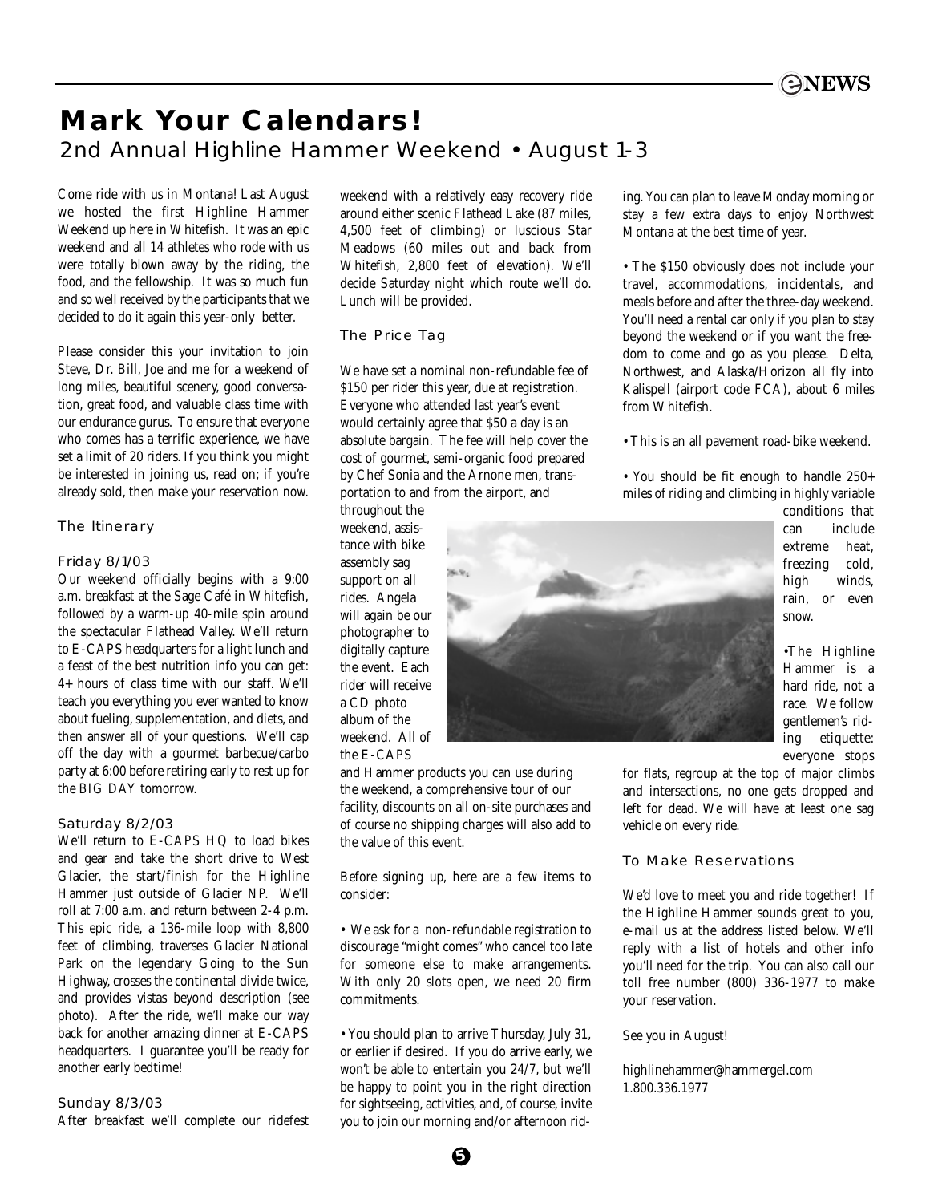# Mark Your Calendars!

## 2nd Annual Highline Hammer Weekend • August 1-3

Come ride with us in Montana! Last August we hosted the first Highline Hammer Weekend up here in Whitefish. It was an epic weekend and all 14 athletes who rode with us were totally blown away by the riding, the food, and the fellowship. It was so much fun and so well received by the participants that we decided to do it again this year-only better.

Please consider this your invitation to join Steve, Dr. Bill, Joe and me for a weekend of long miles, beautiful scenery, good conversation, great food, and valuable class time with our endurance gurus. To ensure that everyone who comes has a terrific experience, we have set a limit of 20 riders. If you think you might be interested in joining us, read on; if you're already sold, then make your reservation now.

### The Itinerary

#### Friday 8/1/03

Our weekend officially begins with a 9:00 a.m. breakfast at the Sage Café in Whitefish, followed by a warm-up 40-mile spin around the spectacular Flathead Valley. We'll return to E-CAPS headquarters for a light lunch and a feast of the best nutrition info you can get: 4+ hours of class time with our staff. We'll teach you everything you ever wanted to know about fueling, supplementation, and diets, and then answer all of your questions. We'll cap off the day with a gourmet barbecue/carbo party at 6:00 before retiring early to rest up for the BIG DAY tomorrow.

#### Saturday 8/2/03

We'll return to E-CAPS HQ to load bikes and gear and take the short drive to West Glacier, the start/finish for the Highline Hammer just outside of Glacier NP. We'll roll at 7:00 a.m. and return between 2-4 p.m. This epic ride, a 136-mile loop with 8,800 feet of climbing, traverses Glacier National Park on the legendary Going to the Sun Highway, crosses the continental divide twice, and provides vistas beyond description (see photo). After the ride, we'll make our way back for another amazing dinner at E-CAPS headquarters. I guarantee you'll be ready for another early bedtime!

#### Sunday 8/3/03

After breakfast we'll complete our ridefest weekend with a relatively easy recovery ride around either scenic Flathead Lake (87 miles, 4,500 feet of climbing) or luscious Star Meadows (60 miles out and back from Whitefish, 2,800 feet of elevation). We'll decide Saturday night which route we'll do. Lunch will be provided.

### The Price Tag

We have set a nominal non-refundable fee of $150 per rider this year, due at registration. Everyone who attended last year's event would certainly agree that $50 a day is an absolute bargain. The fee will help cover the cost of gourmet, semi-organic food prepared by Chef Sonia and the Arnone men, transportation to and from the airport, and throughout the weekend, assistance with bike assembly sag support on all rides. Angela will again be our photographer to digitally capture the event. Each rider will receive a CD photo album of the weekend. All of the E-CAPS and Hammer products you can use during the weekend, a comprehensive tour of our facility, discounts on all on-site purchases and of course no shipping charges will also add to the value of this event.

Before signing up, here are a few items to consider:

• We ask for a non-refundable registration to discourage "might comes" who cancel too late for someone else to make arrangements. With only 20 slots open, we need 20 firm commitments.

• You should plan to arrive Thursday, July 31, or earlier if desired. If you do arrive early, we won't be able to entertain you 24/7, but we'll be happy to point you in the right direction for sightseeing, activities, and, of course, invite you to join our morning and/or afternoon riding. You can plan to leave Monday morning or stay a few extra days to enjoy Northwest Montana at the best time of year.

• The $150 obviously does not include your travel, accommodations, incidentals, and meals before and after the three-day weekend. You'll need a rental car only if you plan to stay beyond the weekend or if you want the freedom to come and go as you please. Delta, Northwest, and Alaska/Horizon all fly into Kalispell (airport code FCA), about 6 miles from Whitefish.

• This is an all pavement road-bike weekend.

• You should be fit enough to handle 250+ miles of riding and climbing in highly variable conditions that can include extreme heat, freezing cold, high winds, rain, or even snow.

• The Highline Hammer is a hard ride, not a race. We follow gentlemen's riding etiquette: everyone stops for flats, regroup at the top of major climbs and intersections, no one gets dropped and left for dead. We will have at least one sag vehicle on every ride.

### To Make Reservations

We'd love to meet you and ride together! If the Highline Hammer sounds great to you, e-mail us at the address listed below. We'll reply with a list of hotels and other info you'll need for the trip. You can also call our toll free number (800) 336-1977 to make your reservation.

See you in August!

highlinehammer@hammergel.com
1.800.336.1977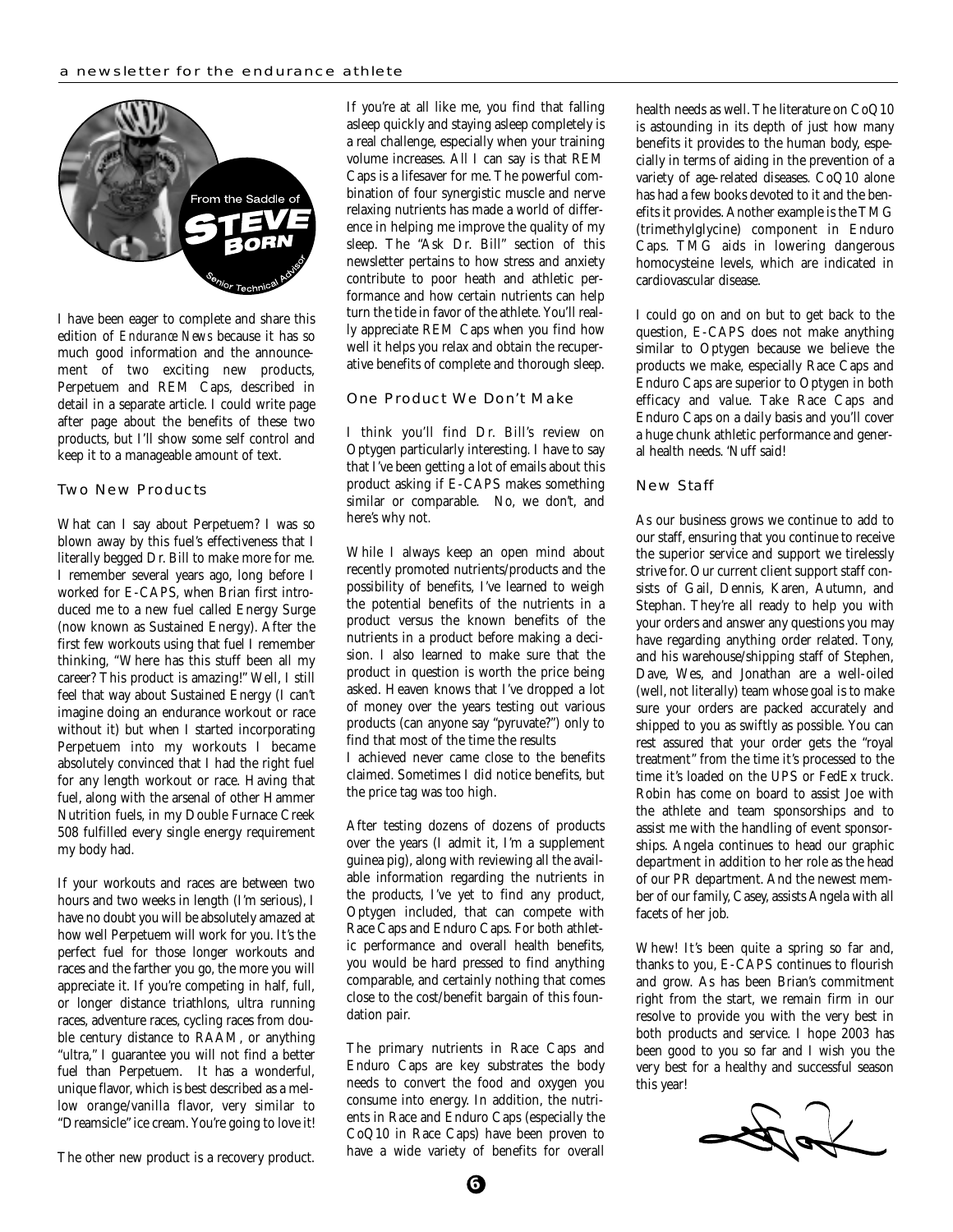From the Saddle of STEVE BORN

Senior Technical Advisor

I have been eager to complete and share this edition of *Endurance News* because it has so much good information and the announcement of two exciting new products, Perpetuem and REM Caps, described in detail in a separate article. I could write page after page about the benefits of these two products, but I'll show some self control and keep it to a manageable amount of text.

## Two New Products

What can I say about Perpetuem? I was so blown away by this fuel's effectiveness that I literally begged Dr. Bill to make more for me. I remember several years ago, long before I worked for E-CAPS, when Brian first introduced me to a new fuel called Energy Surge (now known as Sustained Energy). After the first few workouts using that fuel I remember thinking, "Where has this stuff been all my career? This product is amazing!" Well, I still feel that way about Sustained Energy (I can't imagine doing an endurance workout or race without it) but when I started incorporating Perpetuem into my workouts I became absolutely convinced that I had the right fuel for any length workout or race. Having that fuel, along with the arsenal of other Hammer Nutrition fuels, in my Double Furnace Creek 508 fulfilled every single energy requirement my body had.

If your workouts and races are between two hours and two weeks in length (I'm serious), I have no doubt you will be absolutely amazed at how well Perpetuem will work for you. It's the perfect fuel for those longer workouts and races and the farther you go, the more you will appreciate it. If you're competing in half, full, or longer distance triathlons, ultra running races, adventure races, cycling races from double century distance to RAAM, or anything "ultra," I guarantee you will not find a better fuel than Perpetuem. It has a wonderful, unique flavor, which is best described as a mellow orange/vanilla flavor, very similar to "Dreamsicle" ice cream. You're going to love it!

The other new product is a recovery product. If you're at all like me, you find that falling asleep quickly and staying asleep completely is a real challenge, especially when your training volume increases. All I can say is that REM Caps is a lifesaver for me. The powerful combination of four synergistic muscle and nerve relaxing nutrients has made a world of difference in helping me improve the quality of my sleep. The "Ask Dr. Bill" section of this newsletter pertains to how stress and anxiety contribute to poor heath and athletic performance and how certain nutrients can help turn the tide in favor of the athlete. You'll really appreciate REM Caps when you find how well it helps you relax and obtain the recuperative benefits of complete and thorough sleep.

## One Product We Don't Make

I think you'll find Dr. Bill's review on Optygen particularly interesting. I have to say that I've been getting a lot of emails about this product asking if E-CAPS makes something similar or comparable. No, we don't, and here's why not.

While I always keep an open mind about recently promoted nutrients/products and the possibility of benefits, I've learned to weigh the potential benefits of the nutrients in a product versus the known benefits of the nutrients in a product before making a decision. I also learned to make sure that the product in question is worth the price being asked. Heaven knows that I've dropped a lot of money over the years testing out various products (can anyone say "pyruvate?") only to find that most of the time the results I achieved never came close to the benefits claimed. Sometimes I did notice benefits, but the price tag was too high.

After testing dozens of dozens of products over the years (I admit it, I'm a supplement guinea pig), along with reviewing all the available information regarding the nutrients in the products, I've yet to find any product, Optygen included, that can compete with Race Caps and Enduro Caps. For both athletic performance and overall health benefits, you would be hard pressed to find anything comparable, and certainly nothing that comes close to the cost/benefit bargain of this foundation pair.

The primary nutrients in Race Caps and Enduro Caps are key substrates the body needs to convert the food and oxygen you consume into energy. In addition, the nutrients in Race and Enduro Caps (especially the CoQ10 in Race Caps) have been proven to have a wide variety of benefits for overall health needs as well. The literature on CoQ10 is astounding in its depth of just how many benefits it provides to the human body, especially in terms of aiding in the prevention of a variety of age-related diseases. CoQ10 alone has had a few books devoted to it and the benefits it provides. Another example is the TMG (trimethylglycine) component in Enduro Caps. TMG aids in lowering dangerous homocysteine levels, which are indicated in cardiovascular disease.

I could go on and on but to get back to the question, E-CAPS does not make anything similar to Optygen because we believe the products we make, especially Race Caps and Enduro Caps are superior to Optygen in both efficacy and value. Take Race Caps and Enduro Caps on a daily basis and you'll cover a huge chunk athletic performance and general health needs. 'Nuff said!

## New Staff

As our business grows we continue to add to our staff, ensuring that you continue to receive the superior service and support we tirelessly strive for. Our current client support staff consists of Gail, Dennis, Karen, Autumn, and Stephan. They're all ready to help you with your orders and answer any questions you may have regarding anything order related. Tony, and his warehouse/shipping staff of Stephen, Dave, Wes, and Jonathan are a well-oiled (well, not literally) team whose goal is to make sure your orders are packed accurately and shipped to you as swiftly as possible. You can rest assured that your order gets the "royal treatment" from the time it's processed to the time it's loaded on the UPS or FedEx truck. Robin has come on board to assist Joe with the athlete and team sponsorships and to assist me with the handling of event sponsorships. Angela continues to head our graphic department in addition to her role as the head of our PR department. And the newest member of our family, Casey, assists Angela with all facets of her job.

Whew! It's been quite a spring so far and, thanks to you, E-CAPS continues to flourish and grow. As has been Brian's commitment right from the start, we remain firm in our resolve to provide you with the very best in both products and service. I hope 2003 has been good to you so far and I wish you the very best for a healthy and successful season this year!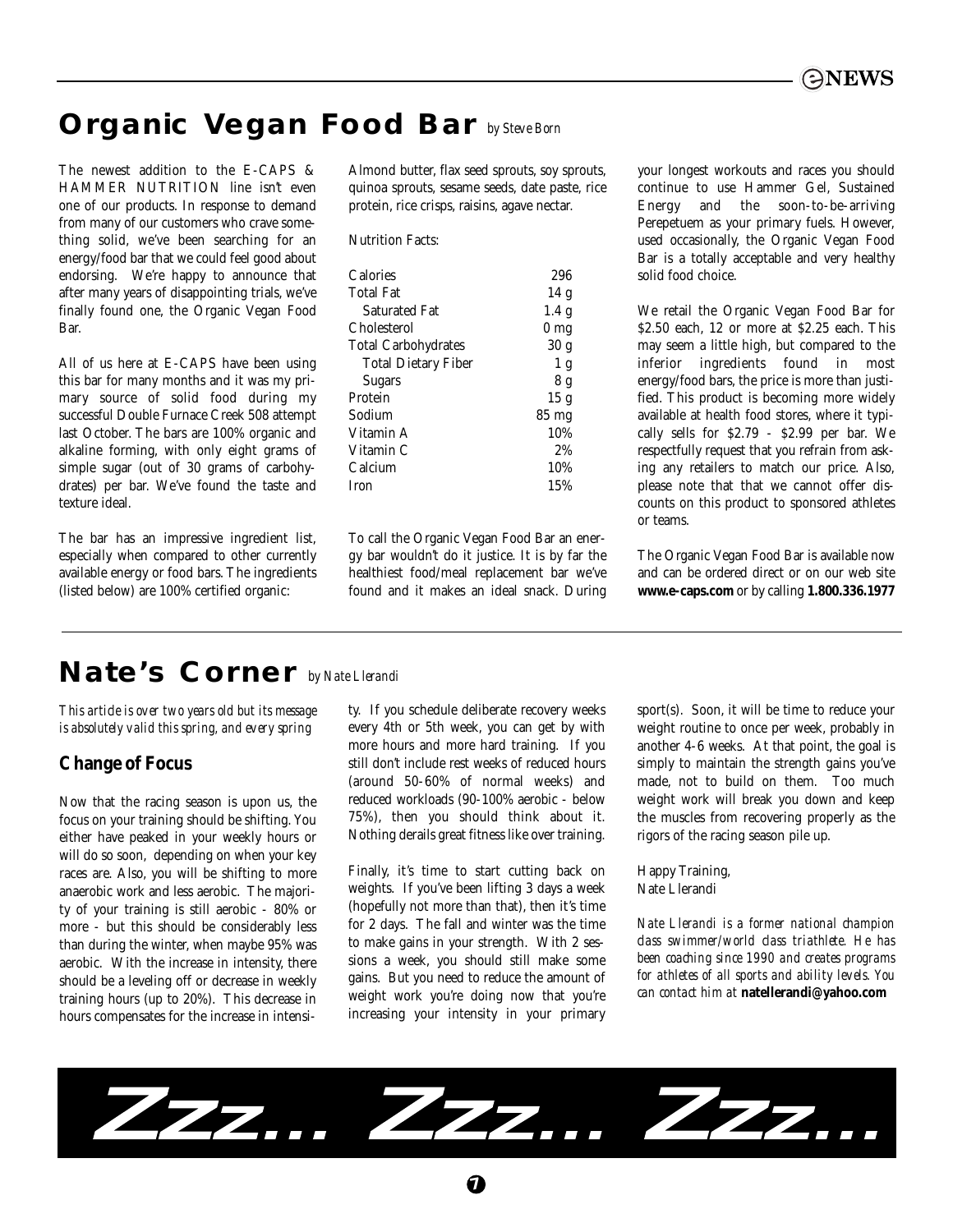## Organic Vegan Food Bar *by Steve Born*

The newest addition to the E-CAPS & HAMMER NUTRITION line isn't even one of our products. In response to demand from many of our customers who crave something solid, we've been searching for an energy/food bar that we could feel good about endorsing. We're happy to announce that after many years of disappointing trials, we've finally found one, the Organic Vegan Food Bar.

All of us here at E-CAPS have been using this bar for many months and it was my primary source of solid food during my successful Double Furnace Creek 508 attempt last October. The bars are 100% organic and alkaline forming, with only eight grams of simple sugar (out of 30 grams of carbohydrates) per bar. We've found the taste and texture ideal.

The bar has an impressive ingredient list, especially when compared to other currently available energy or food bars. The ingredients (listed below) are 100% certified organic:

Almond butter, flax seed sprouts, soy sprouts, quinoa sprouts, sesame seeds, date paste, rice protein, rice crisps, raisins, agave nectar.

Nutrition Facts:

| | |
|---|---|
| Calories | 296 |
| Total Fat | 14 g |
| Saturated Fat | 1.4 g |
| Cholesterol | 0 mg |
| Total Carbohydrates | 30 g |
| Total Dietary Fiber | 1 g |
| Sugars | 8 g |
| Protein | 15 g |
| Sodium | 85 mg |
| Vitamin A | 10% |
| Vitamin C | 2% |
| Calcium | 10% |
| Iron | 15% |

To call the Organic Vegan Food Bar an energy bar wouldn't do it justice. It is by far the healthiest food/meal replacement bar we've found and it makes an ideal snack. During your longest workouts and races you should continue to use Hammer Gel, Sustained Energy and the soon-to-be-arriving Perepetuem as your primary fuels. However, used occasionally, the Organic Vegan Food Bar is a totally acceptable and very healthy solid food choice.

We retail the Organic Vegan Food Bar for $2.50 each, 12 or more at $2.25 each. This may seem a little high, but compared to the inferior ingredients found in most energy/food bars, the price is more than justified. This product is becoming more widely available at health food stores, where it typically sells for $2.79 - $2.99 per bar. We respectfully request that you refrain from asking any retailers to match our price. Also, please note that that we cannot offer discounts on this product to sponsored athletes or teams.

The Organic Vegan Food Bar is available now and can be ordered direct or on our web site **www.e-caps.com** or by calling **1.800.336.1977**

## Nate's Corner *by Nate Llerandi*

*This article is over two years old but its message is absolutely valid this spring, and every spring*

### Change of Focus

Now that the racing season is upon us, the focus on your training should be shifting. You either have peaked in your weekly hours or will do so soon, depending on when your key races are. Also, you will be shifting to more anaerobic work and less aerobic. The majority of your training is still aerobic - 80% or more - but this should be considerably less than during the winter, when maybe 95% was aerobic. With the increase in intensity, there should be a leveling off or decrease in weekly training hours (up to 20%). This decrease in hours compensates for the increase in intensity. If you schedule deliberate recovery weeks every 4th or 5th week, you can get by with more hours and more hard training. If you still don't include rest weeks of reduced hours (around 50-60% of normal weeks) and reduced workloads (90-100% aerobic - below 75%), then you should think about it. Nothing derails great fitness like over training.

Finally, it's time to start cutting back on weights. If you've been lifting 3 days a week (hopefully not more than that), then it's time for 2 days. The fall and winter was the time to make gains in your strength. With 2 sessions a week, you should still make some gains. But you need to reduce the amount of weight work you're doing now that you're increasing your intensity in your primary sport(s). Soon, it will be time to reduce your weight routine to once per week, probably in another 4-6 weeks. At that point, the goal is simply to maintain the strength gains you've made, not to build on them. Too much weight work will break you down and keep the muscles from recovering properly as the rigors of the racing season pile up.

Happy Training,
Nate Llerandi

*Nate Llerandi is a former national champion class swimmer/world class triathlete. He has been coaching since 1990 and creates programs for athletes of all sports and ability levels. You can contact him at* **natellerandi@yahoo.com**

Zzz... Zzz... Zzz...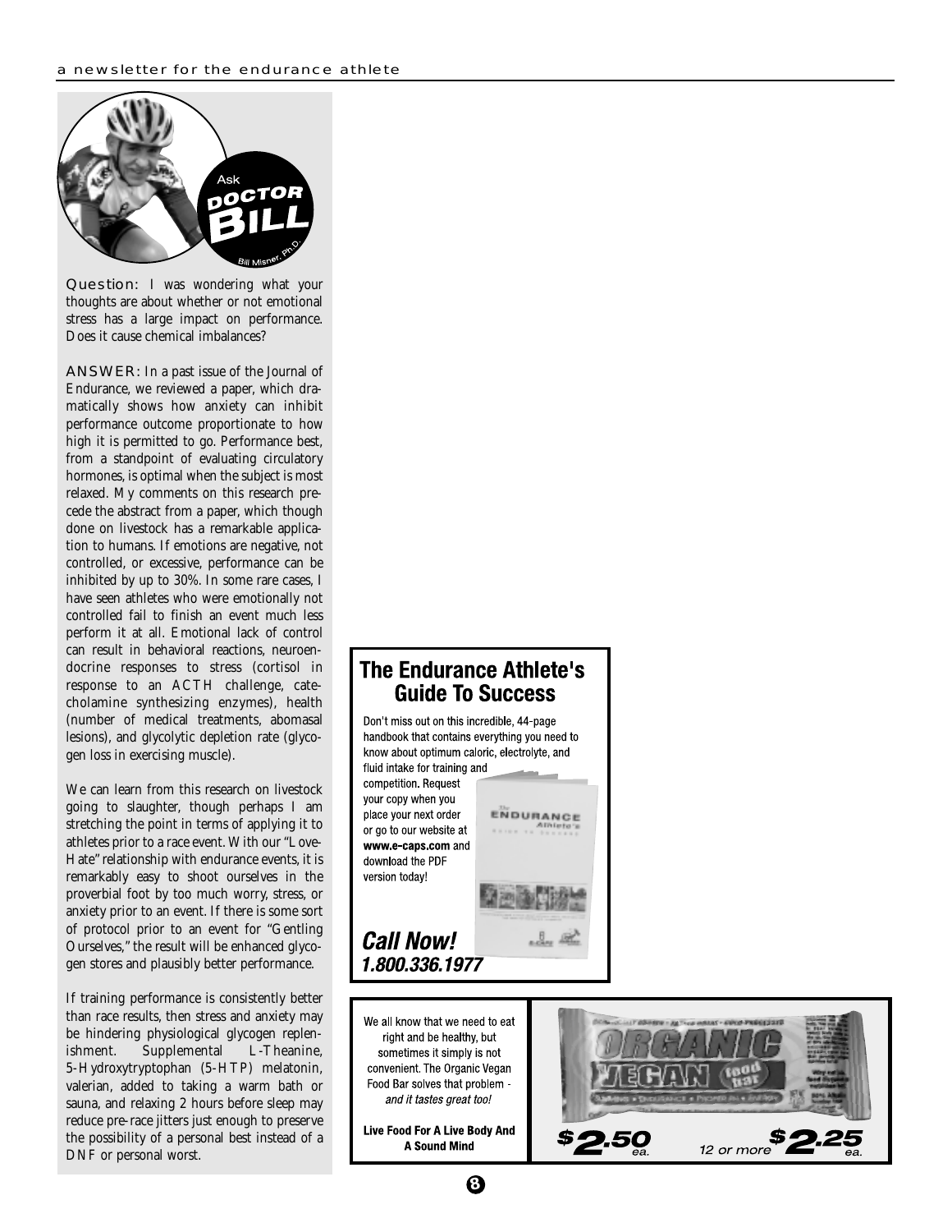## Ask Doctor Bill

Bill Misner, Ph.D.

**Question:** I was wondering what your thoughts are about whether or not emotional stress has a large impact on performance. Does it cause chemical imbalances?

**ANSWER:** In a past issue of the Journal of Endurance, we reviewed a paper, which dramatically shows how anxiety can inhibit performance outcome proportionate to how high it is permitted to go. Performance best, from a standpoint of evaluating circulatory hormones, is optimal when the subject is most relaxed. My comments on this research precede the abstract from a paper, which though done on livestock has a remarkable application to humans. If emotions are negative, not controlled, or excessive, performance can be inhibited by up to 30%. In some rare cases, I have seen athletes who were emotionally not controlled fail to finish an event much less perform it at all. Emotional lack of control can result in behavioral reactions, neuroendocrine responses to stress (cortisol in response to an ACTH challenge, catecholamine synthesizing enzymes), health (number of medical treatments, abomasal lesions), and glycolytic depletion rate (glycogen loss in exercising muscle).

We can learn from this research on livestock going to slaughter, though perhaps I am stretching the point in terms of applying it to athletes prior to a race event. With our "Love-Hate" relationship with endurance events, it is remarkably easy to shoot ourselves in the proverbial foot by too much worry, stress, or anxiety prior to an event. If there is some sort of protocol prior to an event for "Gentling Ourselves," the result will be enhanced glycogen stores and plausibly better performance.

If training performance is consistently better than race results, then stress and anxiety may be hindering physiological glycogen replenishment. Supplemental L-Theanine, 5-Hydroxytryptophan (5-HTP) melatonin, valerian, added to taking a warm bath or sauna, and relaxing 2 hours before sleep may reduce pre-race jitters just enough to preserve the possibility of a personal best instead of a DNF or personal worst.

## The Endurance Athlete's Guide To Success

Don't miss out on this incredible, 44-page handbook that contains everything you need to know about optimum caloric, electrolyte, and fluid intake for training and competition. Request your copy when you place your next order or go to our website at **www.e-caps.com** and download the PDF version today!

***Call Now!***
***1.800.336.1977***

We all know that we need to eat right and be healthy, but sometimes it simply is not convenient. The Organic Vegan Food Bar solves that problem - *and it tastes great too!*

**Live Food For A Live Body And A Sound Mind**

ORGANIC VEGAN food bar

$2.50 ea. 12 or more $2.25 ea.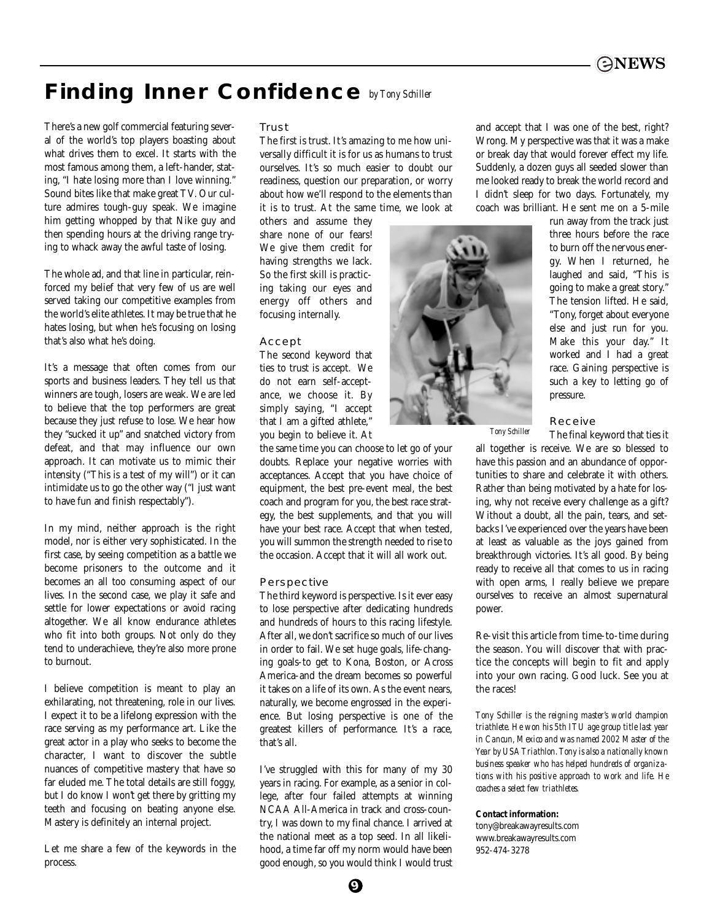# Finding Inner Confidence *by Tony Schiller*

There's a new golf commercial featuring several of the world's top players boasting about what drives them to excel. It starts with the most famous among them, a left-hander, stating, "I hate losing more than I love winning." Sound bites like that make great TV. Our culture admires tough-guy speak. We imagine him getting whopped by that Nike guy and then spending hours at the driving range trying to whack away the awful taste of losing.

The whole ad, and that line in particular, reinforced my belief that very few of us are well served taking our competitive examples from the world's elite athletes. It may be true that he hates losing, but when he's focusing on losing that's also what he's doing.

It's a message that often comes from our sports and business leaders. They tell us that winners are tough, losers are weak. We are led to believe that the top performers are great because they just refuse to lose. We hear how they "sucked it up" and snatched victory from defeat, and that may influence our own approach. It can motivate us to mimic their intensity ("This is a test of my will") or it can intimidate us to go the other way ("I just want to have fun and finish respectably").

In my mind, neither approach is the right model, nor is either very sophisticated. In the first case, by seeing competition as a battle we become prisoners to the outcome and it becomes an all too consuming aspect of our lives. In the second case, we play it safe and settle for lower expectations or avoid racing altogether. We all know endurance athletes who fit into both groups. Not only do they tend to underachieve, they're also more prone to burnout.

I believe competition is meant to play an exhilarating, not threatening, role in our lives. I expect it to be a lifelong expression with the race serving as my performance art. Like the great actor in a play who seeks to become the character, I want to discover the subtle nuances of competitive mastery that have so far eluded me. The total details are still foggy, but I do know I won't get there by gritting my teeth and focusing on beating anyone else. Mastery is definitely an internal project.

Let me share a few of the keywords in the process.

### Trust

The first is trust. It's amazing to me how universally difficult it is for us as humans to trust ourselves. It's so much easier to doubt our readiness, question our preparation, or worry about how we'll respond to the elements than it is to trust. At the same time, we look at others and assume they share none of our fears! We give them credit for having strengths we lack. So the first skill is practicing taking our eyes and energy off others and focusing internally.

### Accept

The second keyword that ties to trust is accept. We do not earn self-acceptance, we choose it. By simply saying, "I accept that I am a gifted athlete," you begin to believe it. At the same time you can choose to let go of your doubts. Replace your negative worries with acceptances. Accept that you have choice of equipment, the best pre-event meal, the best coach and program for you, the best race strategy, the best supplements, and that you will have your best race. Accept that when tested, you will summon the strength needed to rise to the occasion. Accept that it will all work out.

### Perspective

The third keyword is perspective. Is it ever easy to lose perspective after dedicating hundreds and hundreds of hours to this racing lifestyle. After all, we don't sacrifice so much of our lives in order to fail. We set huge goals, life-changing goals-to get to Kona, Boston, or Across America-and the dream becomes so powerful it takes on a life of its own. As the event nears, naturally, we become engrossed in the experience. But losing perspective is one of the greatest killers of performance. It's a race, that's all.

I've struggled with this for many of my 30 years in racing. For example, as a senior in college, after four failed attempts at winning NCAA All-America in track and cross-country, I was down to my final chance. I arrived at the national meet as a top seed. In all likelihood, a time far off my norm would have been good enough, so you would think I would trust and accept that I was one of the best, right? Wrong. My perspective was that it was a make or break day that would forever effect my life. Suddenly, a dozen guys all seeded slower than me looked ready to break the world record and I didn't sleep for two days. Fortunately, my coach was brilliant. He sent me on a 5-mile run away from the track just three hours before the race to burn off the nervous energy. When I returned, he laughed and said, "This is going to make a great story." The tension lifted. He said, "Tony, forget about everyone else and just run for you. Make this your day." It worked and I had a great race. Gaining perspective is such a key to letting go of pressure.

*Tony Schiller*

### Receive

The final keyword that ties it all together is receive. We are so blessed to have this passion and an abundance of opportunities to share and celebrate it with others. Rather than being motivated by a hate for losing, why not receive every challenge as a gift? Without a doubt, all the pain, tears, and setbacks I've experienced over the years have been at least as valuable as the joys gained from breakthrough victories. It's all good. By being ready to receive all that comes to us in racing with open arms, I really believe we prepare ourselves to receive an almost supernatural power.

Re-visit this article from time-to-time during the season. You will discover that with practice the concepts will begin to fit and apply into your own racing. Good luck. See you at the races!

*Tony Schiller is the reigning master's world champion triathlete. He won his 5th ITU age group title last year in Cancun, Mexico and was named 2002 Master of the Year by USA Triathlon. Tony is also a nationally known business speaker who has helped hundreds of organizations with his positive approach to work and life. He coaches a select few triathletes.*

**Contact information:**
tony@breakawayresults.com
www.breakawayresults.com
952-474-3278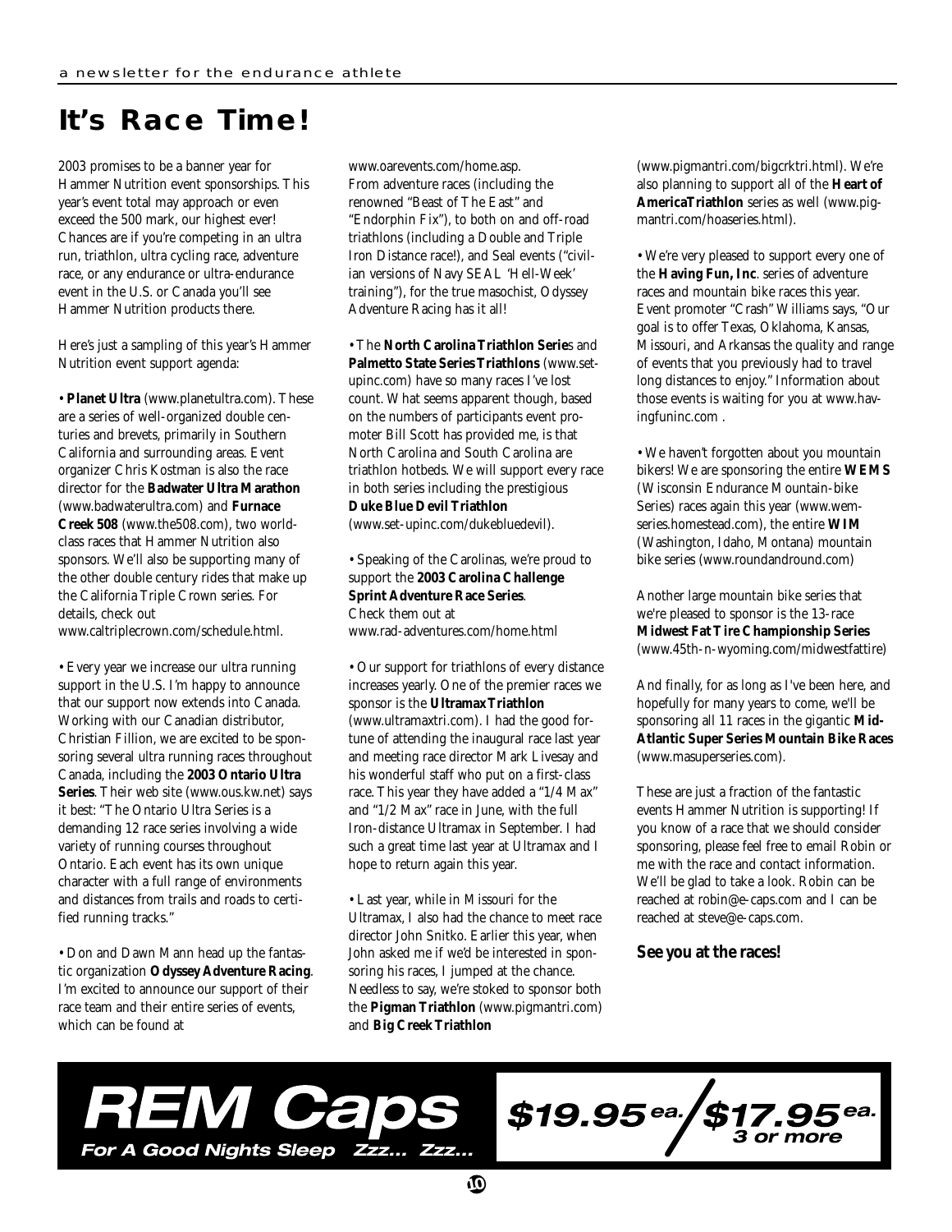# It's Race Time!

2003 promises to be a banner year for Hammer Nutrition event sponsorships. This year's event total may approach or even exceed the 500 mark, our highest ever! Chances are if you're competing in an ultra run, triathlon, ultra cycling race, adventure race, or any endurance or ultra-endurance event in the U.S. or Canada you'll see Hammer Nutrition products there.

Here's just a sampling of this year's Hammer Nutrition event support agenda:

• **Planet Ultra** (www.planetultra.com). These are a series of well-organized double centuries and brevets, primarily in Southern California and surrounding areas. Event organizer Chris Kostman is also the race director for the **Badwater Ultra Marathon** (www.badwaterultra.com) and **Furnace Creek 508** (www.the508.com), two world-class races that Hammer Nutrition also sponsors. We'll also be supporting many of the other double century rides that make up the California Triple Crown series. For details, check out www.caltriplecrown.com/schedule.html.

• Every year we increase our ultra running support in the U.S. I'm happy to announce that our support now extends into Canada. Working with our Canadian distributor, Christian Fillion, we are excited to be sponsoring several ultra running races throughout Canada, including the **2003 Ontario Ultra Series**. Their web site (www.ous.kw.net) says it best: "The Ontario Ultra Series is a demanding 12 race series involving a wide variety of running courses throughout Ontario. Each event has its own unique character with a full range of environments and distances from trails and roads to certified running tracks."

• Don and Dawn Mann head up the fantastic organization **Odyssey Adventure Racing**. I'm excited to announce our support of their race team and their entire series of events, which can be found at www.oarevents.com/home.asp. From adventure races (including the renowned "Beast of The East" and "Endorphin Fix"), to both on and off-road triathlons (including a Double and Triple Iron Distance race!), and Seal events ("civilian versions of Navy SEAL 'Hell-Week' training"), for the true masochist, Odyssey Adventure Racing has it all!

• The **North Carolina Triathlon Series** and **Palmetto State Series Triathlons** (www.set-upinc.com) have so many races I've lost count. What seems apparent though, based on the numbers of participants event promoter Bill Scott has provided me, is that North Carolina and South Carolina are triathlon hotbeds. We will support every race in both series including the prestigious **Duke Blue Devil Triathlon** (www.set-upinc.com/dukebluedevil).

• Speaking of the Carolinas, we're proud to support the **2003 Carolina Challenge Sprint Adventure Race Series**. Check them out at www.rad-adventures.com/home.html

• Our support for triathlons of every distance increases yearly. One of the premier races we sponsor is the **Ultramax Triathlon** (www.ultramaxtri.com). I had the good fortune of attending the inaugural race last year and meeting race director Mark Livesay and his wonderful staff who put on a first-class race. This year they have added a "1/4 Max" and "1/2 Max" race in June, with the full Iron-distance Ultramax in September. I had such a great time last year at Ultramax and I hope to return again this year.

• Last year, while in Missouri for the Ultramax, I also had the chance to meet race director John Snitko. Earlier this year, when John asked me if we'd be interested in sponsoring his races, I jumped at the chance. Needless to say, we're stoked to sponsor both the **Pigman Triathlon** (www.pigmantri.com) and **Big Creek Triathlon** (www.pigmantri.com/bigcrktri.html). We're also planning to support all of the **Heart of AmericaTriathlon** series as well (www.pigmantri.com/hoaseries.html).

• We're very pleased to support every one of the **Having Fun, Inc**. series of adventure races and mountain bike races this year. Event promoter "Crash" Williams says, "Our goal is to offer Texas, Oklahoma, Kansas, Missouri, and Arkansas the quality and range of events that you previously had to travel long distances to enjoy." Information about those events is waiting for you at www.havingfuninc.com .

• We haven't forgotten about you mountain bikers! We are sponsoring the entire **WEMS** (Wisconsin Endurance Mountain-bike Series) races again this year (www.wemseries.homestead.com), the entire **WIM** (Washington, Idaho, Montana) mountain bike series (www.roundandround.com)

Another large mountain bike series that we're pleased to sponsor is the 13-race **Midwest Fat Tire Championship Series** (www.45th-n-wyoming.com/midwestfattire)

And finally, for as long as I've been here, and hopefully for many years to come, we'll be sponsoring all 11 races in the gigantic **Mid-Atlantic Super Series Mountain Bike Races** (www.masuperseries.com).

These are just a fraction of the fantastic events Hammer Nutrition is supporting! If you know of a race that we should consider sponsoring, please feel free to email Robin or me with the race and contact information. We'll be glad to take a look. Robin can be reached at robin@e-caps.com and I can be reached at steve@e-caps.com.

**See you at the races!**

**REM Caps**

*For A Good Nights Sleep Zzz... Zzz...*

**$19.95 ea. / $17.95 ea. 3 or more**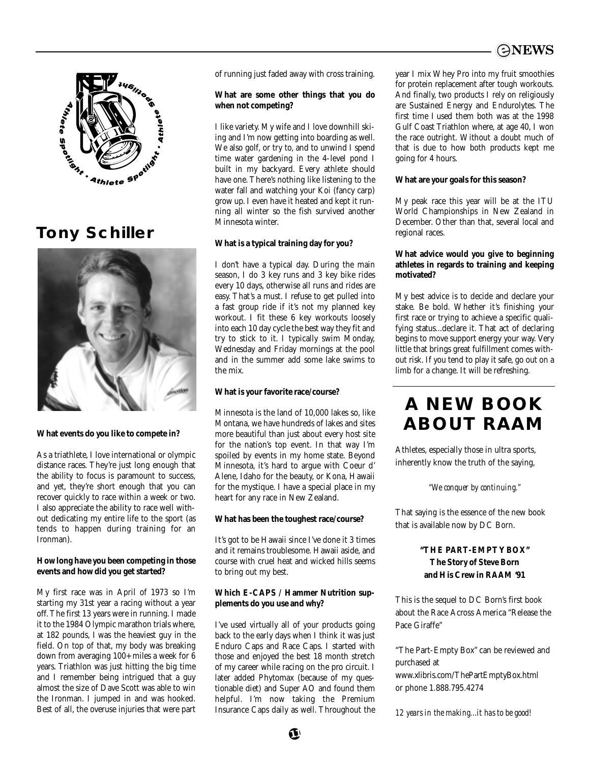## Tony Schiller

**What events do you like to compete in?**

As a triathlete, I love international or olympic distance races. They're just long enough that the ability to focus is paramount to success, and yet, they're short enough that you can recover quickly to race within a week or two. I also appreciate the ability to race well without dedicating my entire life to the sport (as tends to happen during training for an Ironman).

**How long have you been competing in those events and how did you get started?**

My first race was in April of 1973 so I'm starting my 31st year a racing without a year off. The first 13 years were in running. I made it to the 1984 Olympic marathon trials where, at 182 pounds, I was the heaviest guy in the field. On top of that, my body was breaking down from averaging 100+ miles a week for 6 years. Triathlon was just hitting the big time and I remember being intrigued that a guy almost the size of Dave Scott was able to win the Ironman. I jumped in and was hooked. Best of all, the overuse injuries that were part of running just faded away with cross training.

**What are some other things that you do when not competing?**

I like variety. My wife and I love downhill skiing and I'm now getting into boarding as well. We also golf, or try to, and to unwind I spend time water gardening in the 4-level pond I built in my backyard. Every athlete should have one. There's nothing like listening to the water fall and watching your Koi (fancy carp) grow up. I even have it heated and kept it running all winter so the fish survived another Minnesota winter.

**What is a typical training day for you?**

I don't have a typical day. During the main season, I do 3 key runs and 3 key bike rides every 10 days, otherwise all runs and rides are easy. That's a must. I refuse to get pulled into a fast group ride if it's not my planned key workout. I fit these 6 key workouts loosely into each 10 day cycle the best way they fit and try to stick to it. I typically swim Monday, Wednesday and Friday mornings at the pool and in the summer add some lake swims to the mix.

**What is your favorite race/course?**

Minnesota is the land of 10,000 lakes so, like Montana, we have hundreds of lakes and sites more beautiful than just about every host site for the nation's top event. In that way I'm spoiled by events in my home state. Beyond Minnesota, it's hard to argue with Coeur d' Alene, Idaho for the beauty, or Kona, Hawaii for the mystique. I have a special place in my heart for any race in New Zealand.

**What has been the toughest race/course?**

It's got to be Hawaii since I've done it 3 times and it remains troublesome. Hawaii aside, and course with cruel heat and wicked hills seems to bring out my best.

**Which E-CAPS / Hammer Nutrition supplements do you use and why?**

I've used virtually all of your products going back to the early days when I think it was just Enduro Caps and Race Caps. I started with those and enjoyed the best 18 month stretch of my career while racing on the pro circuit. I later added Phytomax (because of my questionable diet) and Super AO and found them helpful. I'm now taking the Premium Insurance Caps daily as well. Throughout the year I mix Whey Pro into my fruit smoothies for protein replacement after tough workouts. And finally, two products I rely on religiously are Sustained Energy and Endurolytes. The first time I used them both was at the 1998 Gulf Coast Triathlon where, at age 40, I won the race outright. Without a doubt much of that is due to how both products kept me going for 4 hours.

**What are your goals for this season?**

My peak race this year will be at the ITU World Championships in New Zealand in December. Other than that, several local and regional races.

**What advice would you give to beginning athletes in regards to training and keeping motivated?**

My best advice is to decide and declare your stake. Be bold. Whether it's finishing your first race or trying to achieve a specific qualifying status...declare it. That act of declaring begins to move support energy your way. Very little that brings great fulfillment comes without risk. If you tend to play it safe, go out on a limb for a change. It will be refreshing.

## A NEW BOOK ABOUT RAAM

Athletes, especially those in ultra sports, inherently know the truth of the saying,

*"We conquer by continuing."*

That saying is the essence of the new book that is available now by DC Born.

**"THE PART-EMPTY BOX"**
**The Story of Steve Born and His Crew in RAAM '91**

This is the sequel to DC Born's first book about the Race Across America "Release the Pace Giraffe"

"The Part-Empty Box" can be reviewed and purchased at www.xlibris.com/ThePartEmptyBox.html or phone 1.888.795.4274

*12 years in the making...it has to be good!*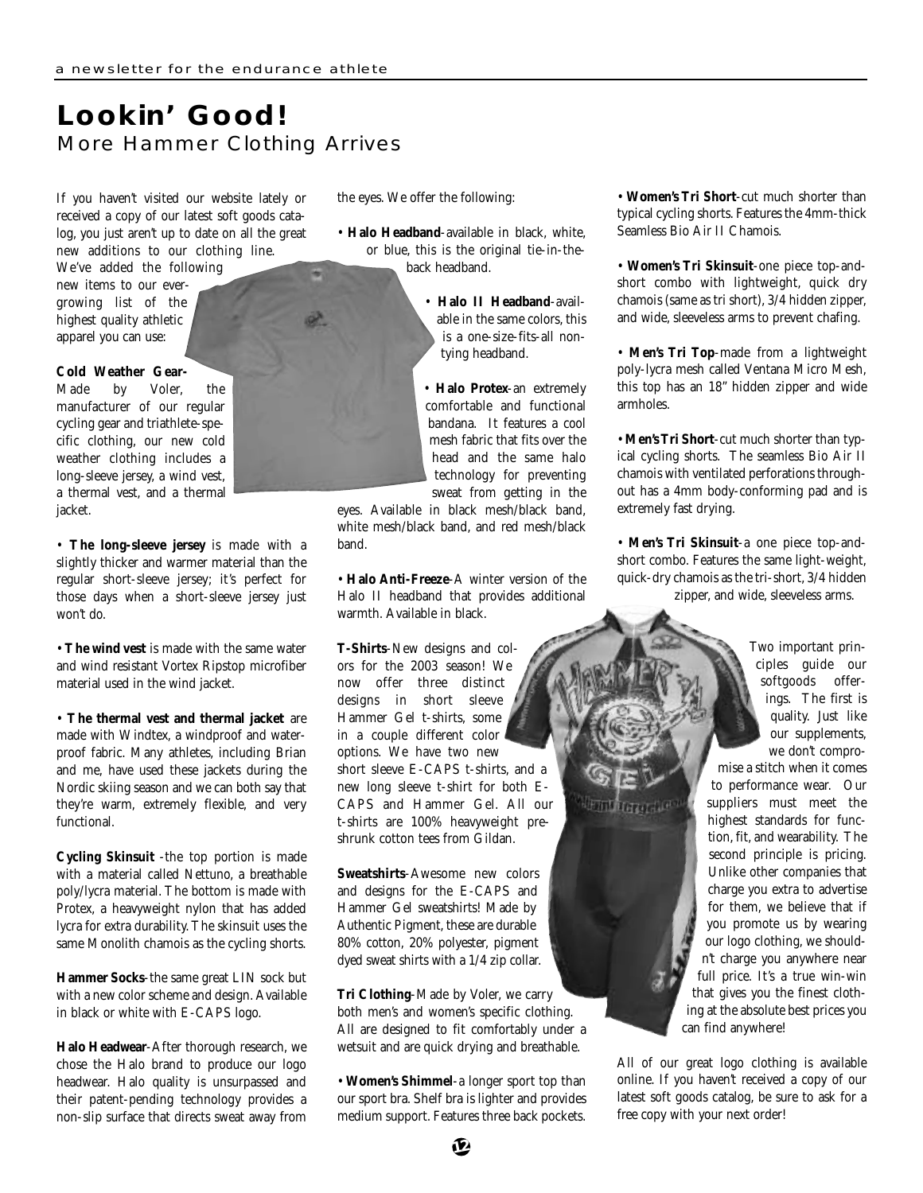# Lookin' Good!

## More Hammer Clothing Arrives

If you haven't visited our website lately or received a copy of our latest soft goods catalog, you just aren't up to date on all the great new additions to our clothing line. We've added the following new items to our ever-growing list of the highest quality athletic apparel you can use:

**Cold Weather Gear-** Made by Voler, the manufacturer of our regular cycling gear and triathlete-specific clothing, our new cold weather clothing includes a long-sleeve jersey, a wind vest, a thermal vest, and a thermal jacket.

• **The long-sleeve jersey** is made with a slightly thicker and warmer material than the regular short-sleeve jersey; it's perfect for those days when a short-sleeve jersey just won't do.

• **The wind vest** is made with the same water and wind resistant Vortex Ripstop microfiber material used in the wind jacket.

• **The thermal vest and thermal jacket** are made with Windtex, a windproof and waterproof fabric. Many athletes, including Brian and me, have used these jackets during the Nordic skiing season and we can both say that they're warm, extremely flexible, and very functional.

**Cycling Skinsuit** -the top portion is made with a material called Nettuno, a breathable poly/lycra material. The bottom is made with Protex, a heavyweight nylon that has added lycra for extra durability. The skinsuit uses the same Monolith chamois as the cycling shorts.

**Hammer Socks**-the same great LIN sock but with a new color scheme and design. Available in black or white with E-CAPS logo.

**Halo Headwear**-After thorough research, we chose the Halo brand to produce our logo headwear. Halo quality is unsurpassed and their patent-pending technology provides a non-slip surface that directs sweat away from the eyes. We offer the following:

• **Halo Headband**-available in black, white, or blue, this is the original tie-in-the-back headband.

• **Halo II Headband**-available in the same colors, this is a one-size-fits-all non-tying headband.

• **Halo Protex**-an extremely comfortable and functional bandana. It features a cool mesh fabric that fits over the head and the same halo technology for preventing sweat from getting in the eyes. Available in black mesh/black band, white mesh/black band, and red mesh/black band.

• **Halo Anti-Freeze**-A winter version of the Halo II headband that provides additional warmth. Available in black.

**T-Shirts**-New designs and colors for the 2003 season! We now offer three distinct designs in short sleeve Hammer Gel t-shirts, some in a couple different color options. We have two new short sleeve E-CAPS t-shirts, and a new long sleeve t-shirt for both E-CAPS and Hammer Gel. All our t-shirts are 100% heavyweight preshrunk cotton tees from Gildan.

**Sweatshirts**-Awesome new colors and designs for the E-CAPS and Hammer Gel sweatshirts! Made by Authentic Pigment, these are durable 80% cotton, 20% polyester, pigment dyed sweat shirts with a 1/4 zip collar.

**Tri Clothing**-Made by Voler, we carry both men's and women's specific clothing. All are designed to fit comfortably under a wetsuit and are quick drying and breathable.

• **Women's Shimmel**-a longer sport top than our sport bra. Shelf bra is lighter and provides medium support. Features three back pockets.

• **Women's Tri Short**-cut much shorter than typical cycling shorts. Features the 4mm-thick Seamless Bio Air II Chamois.

• **Women's Tri Skinsuit**-one piece top-and-short combo with lightweight, quick dry chamois (same as tri short), 3/4 hidden zipper, and wide, sleeveless arms to prevent chafing.

• **Men's Tri Top**-made from a lightweight poly-lycra mesh called Ventana Micro Mesh, this top has an 18" hidden zipper and wide armholes.

• **Men's Tri Short**-cut much shorter than typical cycling shorts. The seamless Bio Air II chamois with ventilated perforations throughout has a 4mm body-conforming pad and is extremely fast drying.

• **Men's Tri Skinsuit**-a one piece top-and-short combo. Features the same light-weight, quick-dry chamois as the tri-short, 3/4 hidden zipper, and wide, sleeveless arms.

Two important principles guide our softgoods offerings. The first is quality. Just like our supplements, we don't compromise a stitch when it comes to performance wear. Our suppliers must meet the highest standards for function, fit, and wearability. The second principle is pricing. Unlike other companies that charge you extra to advertise for them, we believe that if you promote us by wearing our logo clothing, we shouldn't charge you anywhere near full price. It's a true win-win that gives you the finest clothing at the absolute best prices you can find anywhere!

All of our great logo clothing is available online. If you haven't received a copy of our latest soft goods catalog, be sure to ask for a free copy with your next order!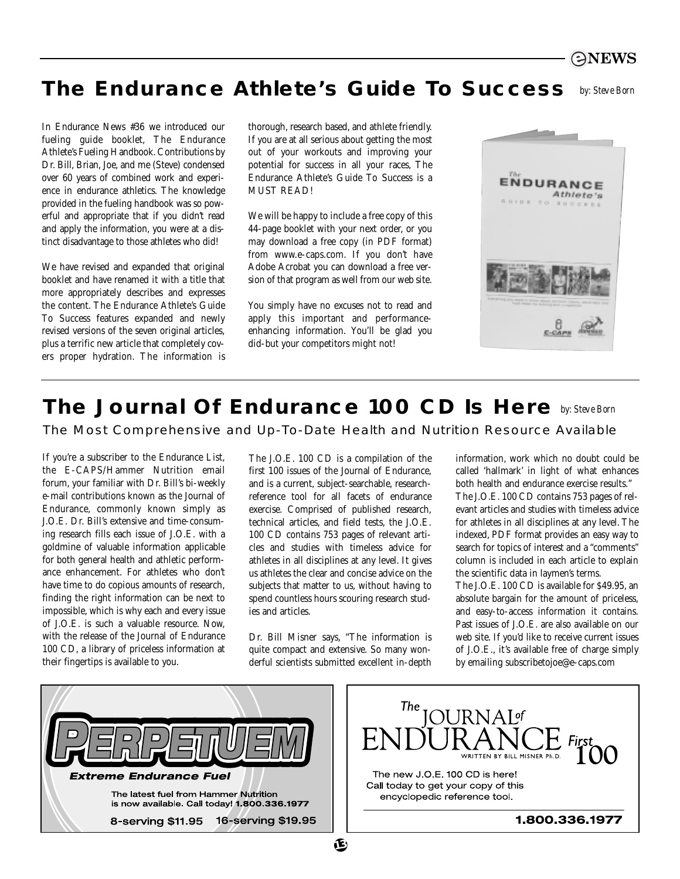## The Endurance Athlete's Guide To Success

*by: Steve Born*

In Endurance News #36 we introduced our fueling guide booklet, The Endurance Athlete's Fueling Handbook. Contributions by Dr. Bill, Brian, Joe, and me (Steve) condensed over 60 years of combined work and experience in endurance athletics. The knowledge provided in the fueling handbook was so powerful and appropriate that if you didn't read and apply the information, you were at a distinct disadvantage to those athletes who did!

We have revised and expanded that original booklet and have renamed it with a title that more appropriately describes and expresses the content. The Endurance Athlete's Guide To Success features expanded and newly revised versions of the seven original articles, plus a terrific new article that completely covers proper hydration. The information is thorough, research based, and athlete friendly. If you are at all serious about getting the most out of your workouts and improving your potential for success in all your races, The Endurance Athlete's Guide To Success is a MUST READ!

We will be happy to include a free copy of this 44-page booklet with your next order, or you may download a free copy (in PDF format) from www.e-caps.com. If you don't have Adobe Acrobat you can download a free version of that program as well from our web site.

You simply have no excuses not to read and apply this important and performance-enhancing information. You'll be glad you did-but your competitors might not!

## The Journal Of Endurance 100 CD Is Here

*by: Steve Born*

### The Most Comprehensive and Up-To-Date Health and Nutrition Resource Available

If you're a subscriber to the Endurance List, the E-CAPS/Hammer Nutrition email forum, your familiar with Dr. Bill's bi-weekly e-mail contributions known as the Journal of Endurance, commonly known simply as J.O.E. Dr. Bill's extensive and time-consuming research fills each issue of J.O.E. with a goldmine of valuable information applicable for both general health and athletic performance enhancement. For athletes who don't have time to do copious amounts of research, finding the right information can be next to impossible, which is why each and every issue of J.O.E. is such a valuable resource. Now, with the release of the Journal of Endurance 100 CD, a library of priceless information at their fingertips is available to you.

The J.O.E. 100 CD is a compilation of the first 100 issues of the Journal of Endurance, and is a current, subject-searchable, research-reference tool for all facets of endurance exercise. Comprised of published research, technical articles, and field tests, the J.O.E. 100 CD contains 753 pages of relevant articles and studies with timeless advice for athletes in all disciplines at any level. It gives us athletes the clear and concise advice on the subjects that matter to us, without having to spend countless hours scouring research studies and articles.

Dr. Bill Misner says, "The information is quite compact and extensive. So many wonderful scientists submitted excellent in-depth information, work which no doubt could be called 'hallmark' in light of what enhances both health and endurance exercise results."

The J.O.E. 100 CD contains 753 pages of relevant articles and studies with timeless advice for athletes in all disciplines at any level. The indexed, PDF format provides an easy way to search for topics of interest and a "comments" column is included in each article to explain the scientific data in laymen's terms.

The J.O.E. 100 CD is available for $49.95, an absolute bargain for the amount of priceless, and easy-to-access information it contains. Past issues of J.O.E. are also available on our web site. If you'd like to receive current issues of J.O.E., it's available free of charge simply by emailing subscribetojoe@e-caps.com

**PERPETUEM**

**Extreme Endurance Fuel**

The latest fuel from Hammer Nutrition is now available. Call today! **1.800.336.1977**

8-serving $11.95 16-serving $19.95

**The JOURNAL of ENDURANCE First 100**

WRITTEN BY BILL MISNER Ph.D.

The new J.O.E. 100 CD is here! Call today to get your copy of this encyclopedic reference tool.

**1.800.336.1977**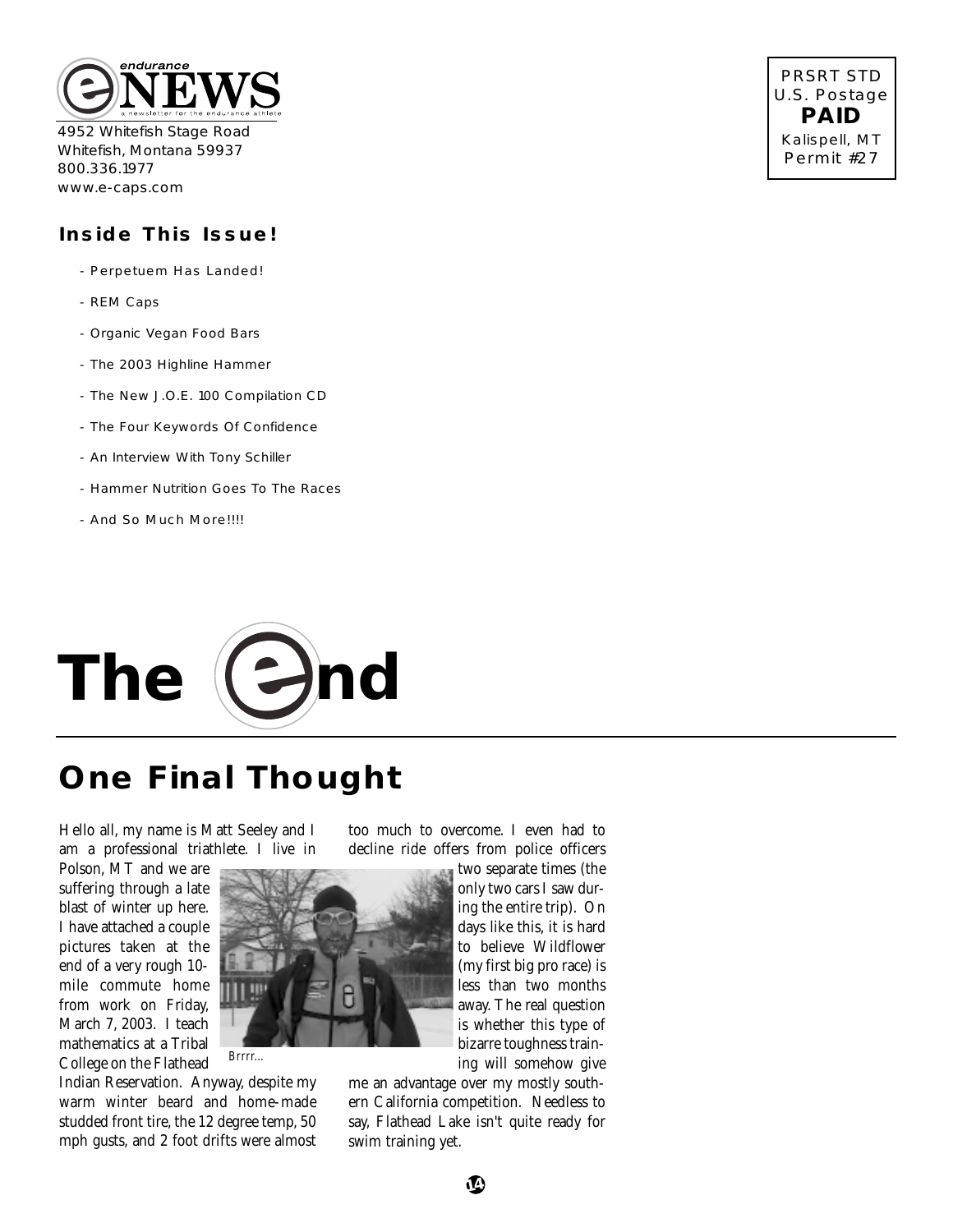endurance NEWS
a newsletter for the endurance athlete

4952 Whitefish Stage Road
Whitefish, Montana 59937
800.336.1977
www.e-caps.com

PRSRT STD
U.S. Postage
**PAID**
Kalispell, MT
Permit #27

### Inside This Issue!

- Perpetuem Has Landed!
- REM Caps
- Organic Vegan Food Bars
- The 2003 Highline Hammer
- The New J.O.E. 100 Compilation CD
- The Four Keywords Of Confidence
- An Interview With Tony Schiller
- Hammer Nutrition Goes To The Races
- And So Much More!!!!

# The End

## One Final Thought

Hello all, my name is Matt Seeley and I am a professional triathlete. I live in Polson, MT and we are suffering through a late blast of winter up here. I have attached a couple pictures taken at the end of a very rough 10-mile commute home from work on Friday, March 7, 2003. I teach mathematics at a Tribal College on the Flathead Indian Reservation. Anyway, despite my warm winter beard and home-made studded front tire, the 12 degree temp, 50 mph gusts, and 2 foot drifts were almost too much to overcome. I even had to decline ride offers from police officers two separate times (the only two cars I saw during the entire trip). On days like this, it is hard to believe Wildflower (my first big pro race) is less than two months away. The real question is whether this type of bizarre toughness training will somehow give me an advantage over my mostly southern California competition. Needless to say, Flathead Lake isn't quite ready for swim training yet.

Brrrr...